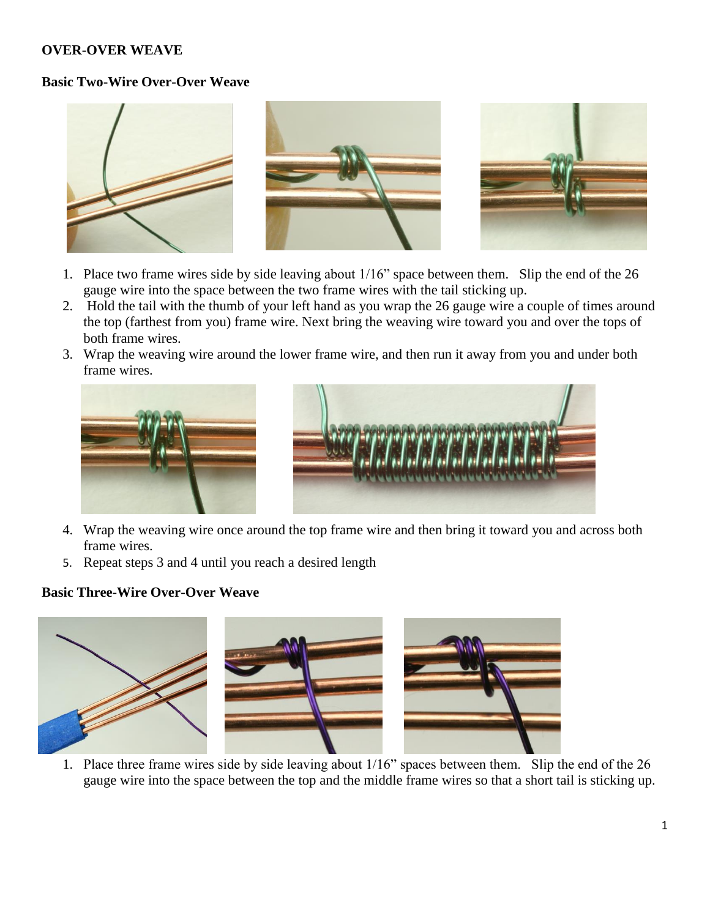**OVER-OVER WEAVE**

**Basic Two-Wire Over-Over Weave**

1. Place two frame wires side by side leaving about 1/16" space between them. Slip the end of the 26 gauge wire into the space between the two frame wires with the tail sticking up.
2. Hold the tail with the thumb of your left hand as you wrap the 26 gauge wire a couple of times around the top (farthest from you) frame wire. Next bring the weaving wire toward you and over the tops of both frame wires.
3. Wrap the weaving wire around the lower frame wire, and then run it away from you and under both frame wires.
4. Wrap the weaving wire once around the top frame wire and then bring it toward you and across both frame wires.
5. Repeat steps 3 and 4 until you reach a desired length

**Basic Three-Wire Over-Over Weave**

1. Place three frame wires side by side leaving about 1/16" spaces between them. Slip the end of the 26 gauge wire into the space between the top and the middle frame wires so that a short tail is sticking up.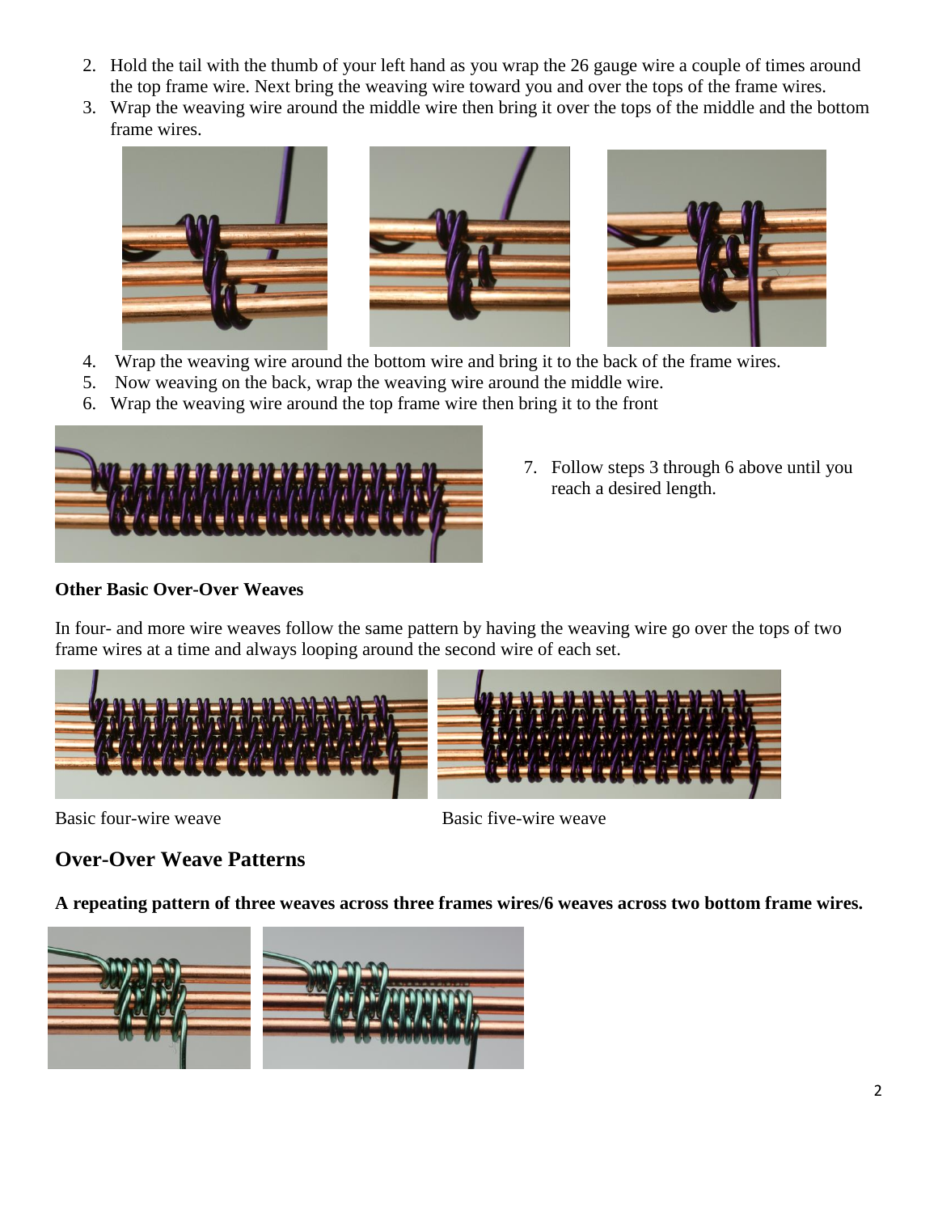2. Hold the tail with the thumb of your left hand as you wrap the 26 gauge wire a couple of times around the top frame wire. Next bring the weaving wire toward you and over the tops of the frame wires.
3. Wrap the weaving wire around the middle wire then bring it over the tops of the middle and the bottom frame wires.
4. Wrap the weaving wire around the bottom wire and bring it to the back of the frame wires.
5. Now weaving on the back, wrap the weaving wire around the middle wire.
6. Wrap the weaving wire around the top frame wire then bring it to the front
7. Follow steps 3 through 6 above until you reach a desired length.

**Other Basic Over-Over Weaves**

In four- and more wire weaves follow the same pattern by having the weaving wire go over the tops of two frame wires at a time and always looping around the second wire of each set.

Basic four-wire weave

Basic five-wire weave

## Over-Over Weave Patterns

**A repeating pattern of three weaves across three frames wires/6 weaves across two bottom frame wires.**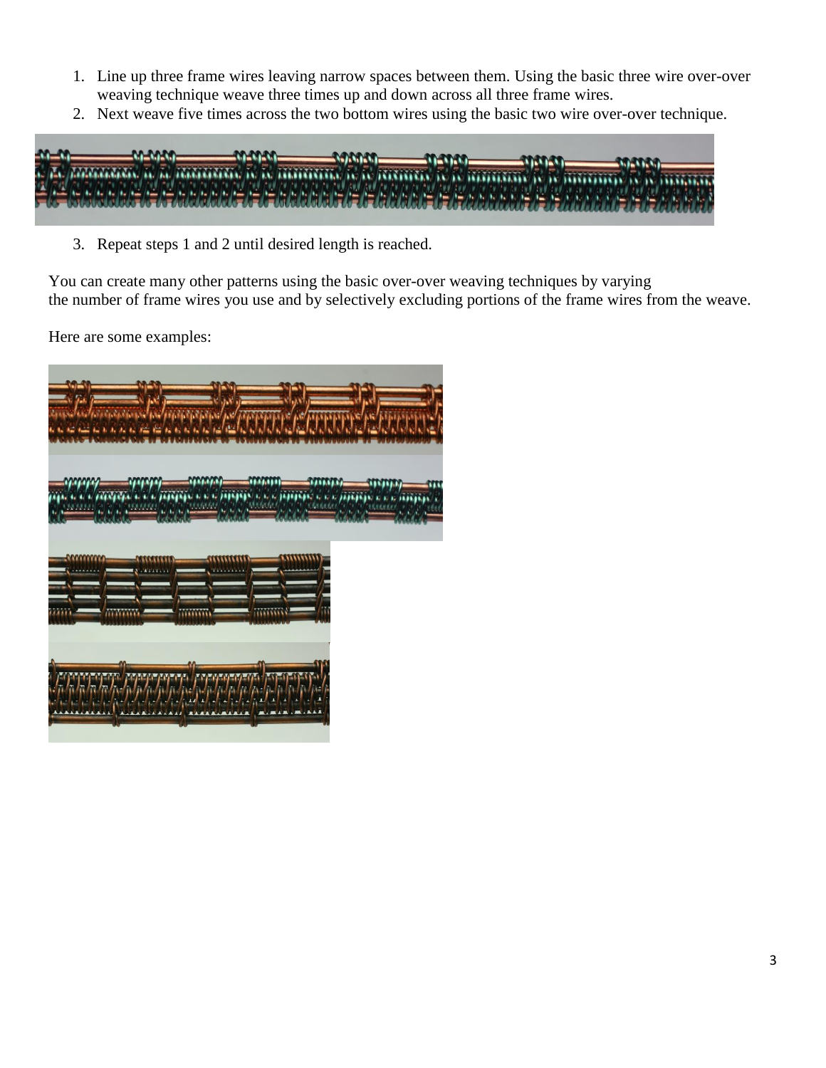1. Line up three frame wires leaving narrow spaces between them. Using the basic three wire over-over weaving technique weave three times up and down across all three frame wires.
2. Next weave five times across the two bottom wires using the basic two wire over-over technique.
3. Repeat steps 1 and 2 until desired length is reached.

You can create many other patterns using the basic over-over weaving techniques by varying the number of frame wires you use and by selectively excluding portions of the frame wires from the weave.

Here are some examples: